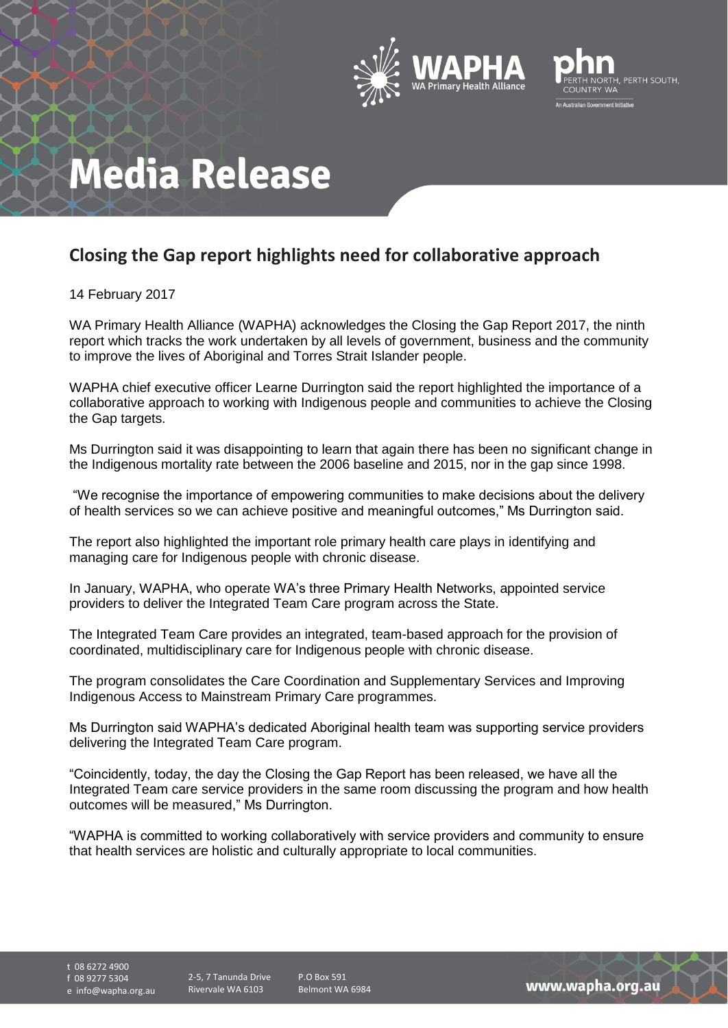# Media Release

## Closing the Gap report highlights need for collaborative approach

14 February 2017

WA Primary Health Alliance (WAPHA) acknowledges the Closing the Gap Report 2017, the ninth report which tracks the work undertaken by all levels of government, business and the community to improve the lives of Aboriginal and Torres Strait Islander people.

WAPHA chief executive officer Learne Durrington said the report highlighted the importance of a collaborative approach to working with Indigenous people and communities to achieve the Closing the Gap targets.

Ms Durrington said it was disappointing to learn that again there has been no significant change in the Indigenous mortality rate between the 2006 baseline and 2015, nor in the gap since 1998.

"We recognise the importance of empowering communities to make decisions about the delivery of health services so we can achieve positive and meaningful outcomes," Ms Durrington said.

The report also highlighted the important role primary health care plays in identifying and managing care for Indigenous people with chronic disease.

In January, WAPHA, who operate WA's three Primary Health Networks, appointed service providers to deliver the Integrated Team Care program across the State.

The Integrated Team Care provides an integrated, team-based approach for the provision of coordinated, multidisciplinary care for Indigenous people with chronic disease.

The program consolidates the Care Coordination and Supplementary Services and Improving Indigenous Access to Mainstream Primary Care programmes.

Ms Durrington said WAPHA's dedicated Aboriginal health team was supporting service providers delivering the Integrated Team Care program.

"Coincidently, today, the day the Closing the Gap Report has been released, we have all the Integrated Team care service providers in the same room discussing the program and how health outcomes will be measured," Ms Durrington.

"WAPHA is committed to working collaboratively with service providers and community to ensure that health services are holistic and culturally appropriate to local communities.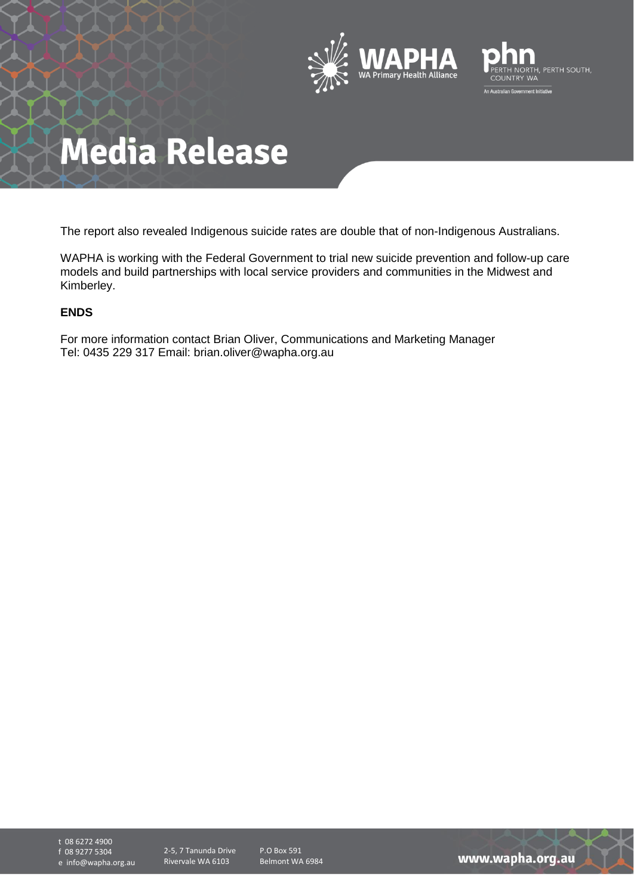# Media Release

The report also revealed Indigenous suicide rates are double that of non-Indigenous Australians.

WAPHA is working with the Federal Government to trial new suicide prevention and follow-up care models and build partnerships with local service providers and communities in the Midwest and Kimberley.

**ENDS**

For more information contact Brian Oliver, Communications and Marketing Manager
Tel: 0435 229 317 Email: brian.oliver@wapha.org.au